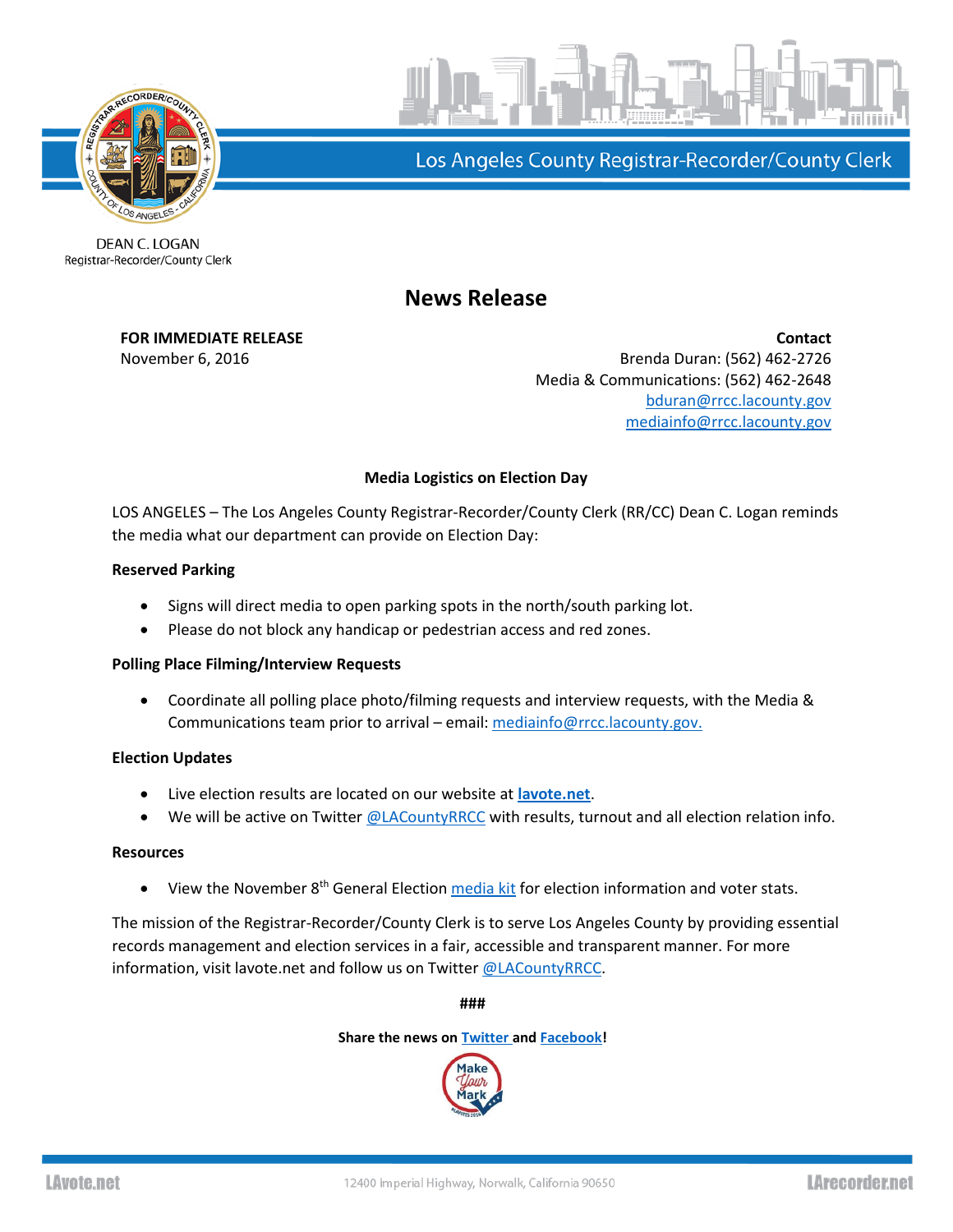Los Angeles County Registrar-Recorder/County Clerk

DEAN C. LOGAN
Registrar-Recorder/County Clerk

# News Release

**FOR IMMEDIATE RELEASE**
November 6, 2016

**Contact**
Brenda Duran: (562) 462-2726
Media & Communications: (562) 462-2648
bduran@rrcc.lacounty.gov
mediainfo@rrcc.lacounty.gov

## Media Logistics on Election Day

LOS ANGELES – The Los Angeles County Registrar-Recorder/County Clerk (RR/CC) Dean C. Logan reminds the media what our department can provide on Election Day:

**Reserved Parking**

- Signs will direct media to open parking spots in the north/south parking lot.
- Please do not block any handicap or pedestrian access and red zones.

**Polling Place Filming/Interview Requests**

- Coordinate all polling place photo/filming requests and interview requests, with the Media & Communications team prior to arrival – email: mediainfo@rrcc.lacounty.gov.

**Election Updates**

- Live election results are located on our website at **lavote.net**.
- We will be active on Twitter @LACountyRRCC with results, turnout and all election relation info.

**Resources**

- View the November 8th General Election media kit for election information and voter stats.

The mission of the Registrar-Recorder/County Clerk is to serve Los Angeles County by providing essential records management and election services in a fair, accessible and transparent manner. For more information, visit lavote.net and follow us on Twitter @LACountyRRCC.

###

**Share the news on Twitter and Facebook!**

LAvote.net    12400 Imperial Highway, Norwalk, California 90650    LArecorder.net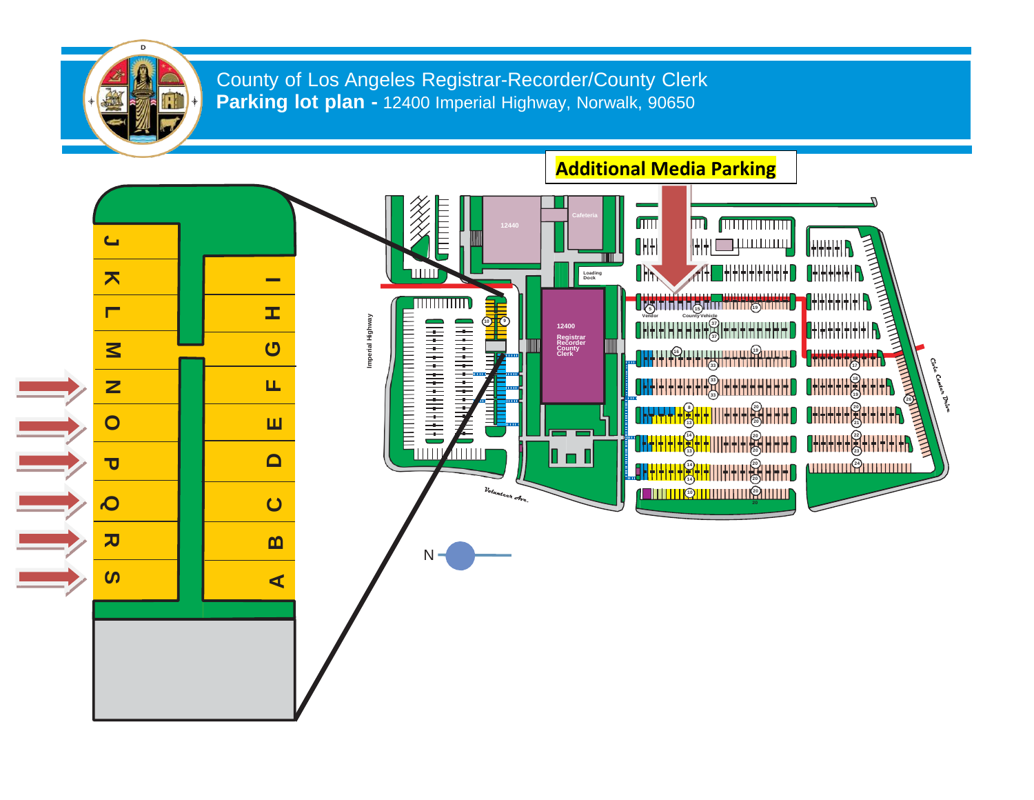County of Los Angeles Registrar-Recorder/County Clerk

**Parking lot plan -** 12400 Imperial Highway, Norwalk, 90650

**Additional Media Parking**

J K L M N O P Q R S

I H G F E D C B A

12440

Cafeteria

Loading Dock

12400

Registrar Recorder County Clerk

Imperial Highway

Vendor

County Vehicle

Volunteer Ave.

Civic Center Drive

N